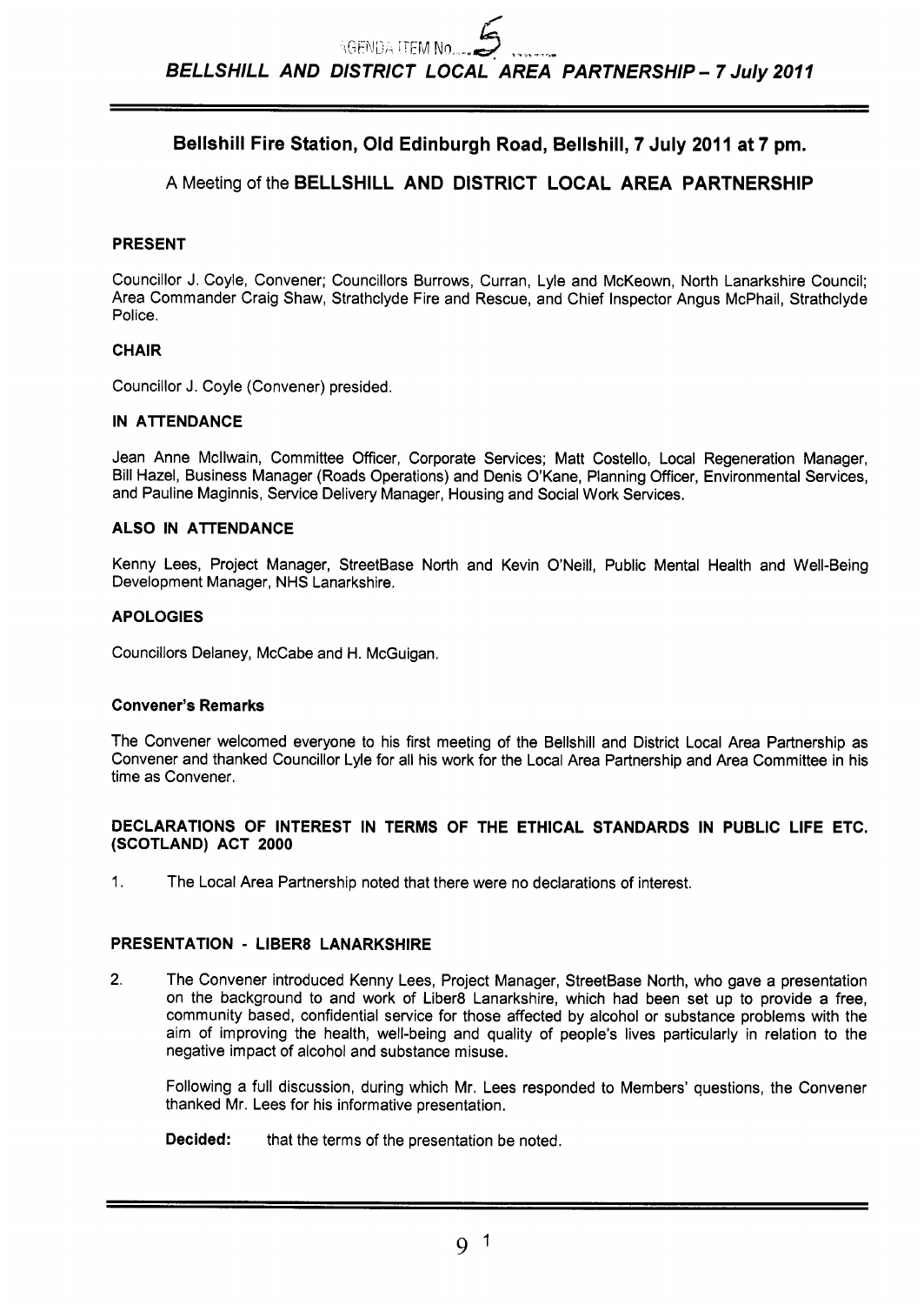AGENDA ITEM No. 5

***BELLSHILL AND DISTRICT LOCAL AREA PARTNERSHIP – 7 July 2011***

## Bellshill Fire Station, Old Edinburgh Road, Bellshill, 7 July 2011 at 7 pm.

A Meeting of the **BELLSHILL AND DISTRICT LOCAL AREA PARTNERSHIP**

### PRESENT

Councillor J. Coyle, Convener; Councillors Burrows, Curran, Lyle and McKeown, North Lanarkshire Council; Area Commander Craig Shaw, Strathclyde Fire and Rescue, and Chief Inspector Angus McPhail, Strathclyde Police.

### CHAIR

Councillor J. Coyle (Convener) presided.

### IN ATTENDANCE

Jean Anne McIlwain, Committee Officer, Corporate Services; Matt Costello, Local Regeneration Manager, Bill Hazel, Business Manager (Roads Operations) and Denis O'Kane, Planning Officer, Environmental Services, and Pauline Maginnis, Service Delivery Manager, Housing and Social Work Services.

### ALSO IN ATTENDANCE

Kenny Lees, Project Manager, StreetBase North and Kevin O'Neill, Public Mental Health and Well-Being Development Manager, NHS Lanarkshire.

### APOLOGIES

Councillors Delaney, McCabe and H. McGuigan.

### Convener's Remarks

The Convener welcomed everyone to his first meeting of the Bellshill and District Local Area Partnership as Convener and thanked Councillor Lyle for all his work for the Local Area Partnership and Area Committee in his time as Convener.

### DECLARATIONS OF INTEREST IN TERMS OF THE ETHICAL STANDARDS IN PUBLIC LIFE ETC. (SCOTLAND) ACT 2000

1. The Local Area Partnership noted that there were no declarations of interest.

### PRESENTATION - LIBER8 LANARKSHIRE

2. The Convener introduced Kenny Lees, Project Manager, StreetBase North, who gave a presentation on the background to and work of Liber8 Lanarkshire, which had been set up to provide a free, community based, confidential service for those affected by alcohol or substance problems with the aim of improving the health, well-being and quality of people's lives particularly in relation to the negative impact of alcohol and substance misuse.

   Following a full discussion, during which Mr. Lees responded to Members' questions, the Convener thanked Mr. Lees for his informative presentation.

   **Decided:** that the terms of the presentation be noted.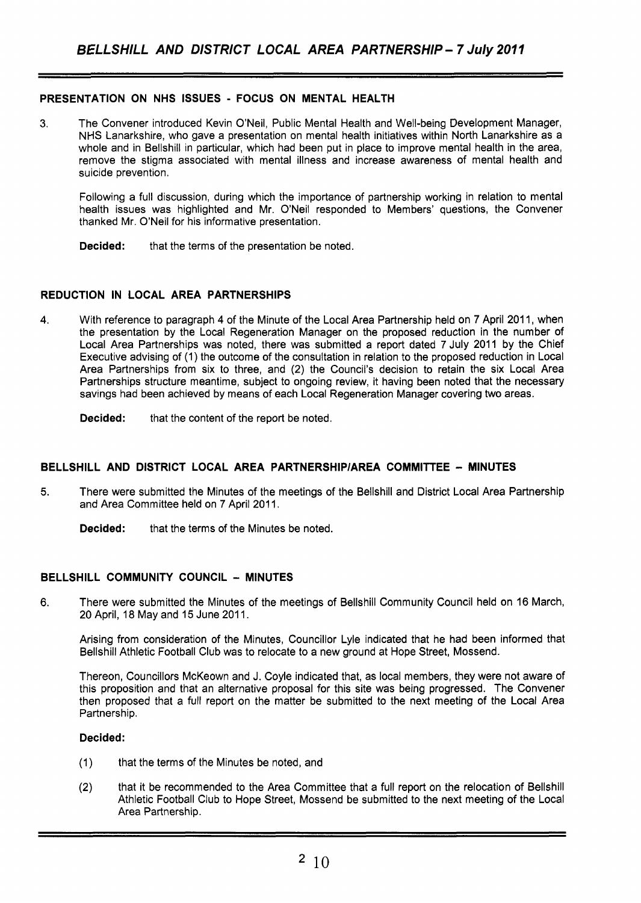## PRESENTATION ON NHS ISSUES - FOCUS ON MENTAL HEALTH

3. The Convener introduced Kevin O'Neil, Public Mental Health and Well-being Development Manager, NHS Lanarkshire, who gave a presentation on mental health initiatives within North Lanarkshire as a whole and in Bellshill in particular, which had been put in place to improve mental health in the area, remove the stigma associated with mental illness and increase awareness of mental health and suicide prevention.

   Following a full discussion, during which the importance of partnership working in relation to mental health issues was highlighted and Mr. O'Neil responded to Members' questions, the Convener thanked Mr. O'Neil for his informative presentation.

   **Decided:** that the terms of the presentation be noted.

## REDUCTION IN LOCAL AREA PARTNERSHIPS

4. With reference to paragraph 4 of the Minute of the Local Area Partnership held on 7 April 2011, when the presentation by the Local Regeneration Manager on the proposed reduction in the number of Local Area Partnerships was noted, there was submitted a report dated 7 July 2011 by the Chief Executive advising of (1) the outcome of the consultation in relation to the proposed reduction in Local Area Partnerships from six to three, and (2) the Council's decision to retain the six Local Area Partnerships structure meantime, subject to ongoing review, it having been noted that the necessary savings had been achieved by means of each Local Regeneration Manager covering two areas.

   **Decided:** that the content of the report be noted.

## BELLSHILL AND DISTRICT LOCAL AREA PARTNERSHIP/AREA COMMITTEE – MINUTES

5. There were submitted the Minutes of the meetings of the Bellshill and District Local Area Partnership and Area Committee held on 7 April 2011.

   **Decided:** that the terms of the Minutes be noted.

## BELLSHILL COMMUNITY COUNCIL – MINUTES

6. There were submitted the Minutes of the meetings of Bellshill Community Council held on 16 March, 20 April, 18 May and 15 June 2011.

   Arising from consideration of the Minutes, Councillor Lyle indicated that he had been informed that Bellshill Athletic Football Club was to relocate to a new ground at Hope Street, Mossend.

   Thereon, Councillors McKeown and J. Coyle indicated that, as local members, they were not aware of this proposition and that an alternative proposal for this site was being progressed. The Convener then proposed that a full report on the matter be submitted to the next meeting of the Local Area Partnership.

   **Decided:**

   (1) that the terms of the Minutes be noted, and

   (2) that it be recommended to the Area Committee that a full report on the relocation of Bellshill Athletic Football Club to Hope Street, Mossend be submitted to the next meeting of the Local Area Partnership.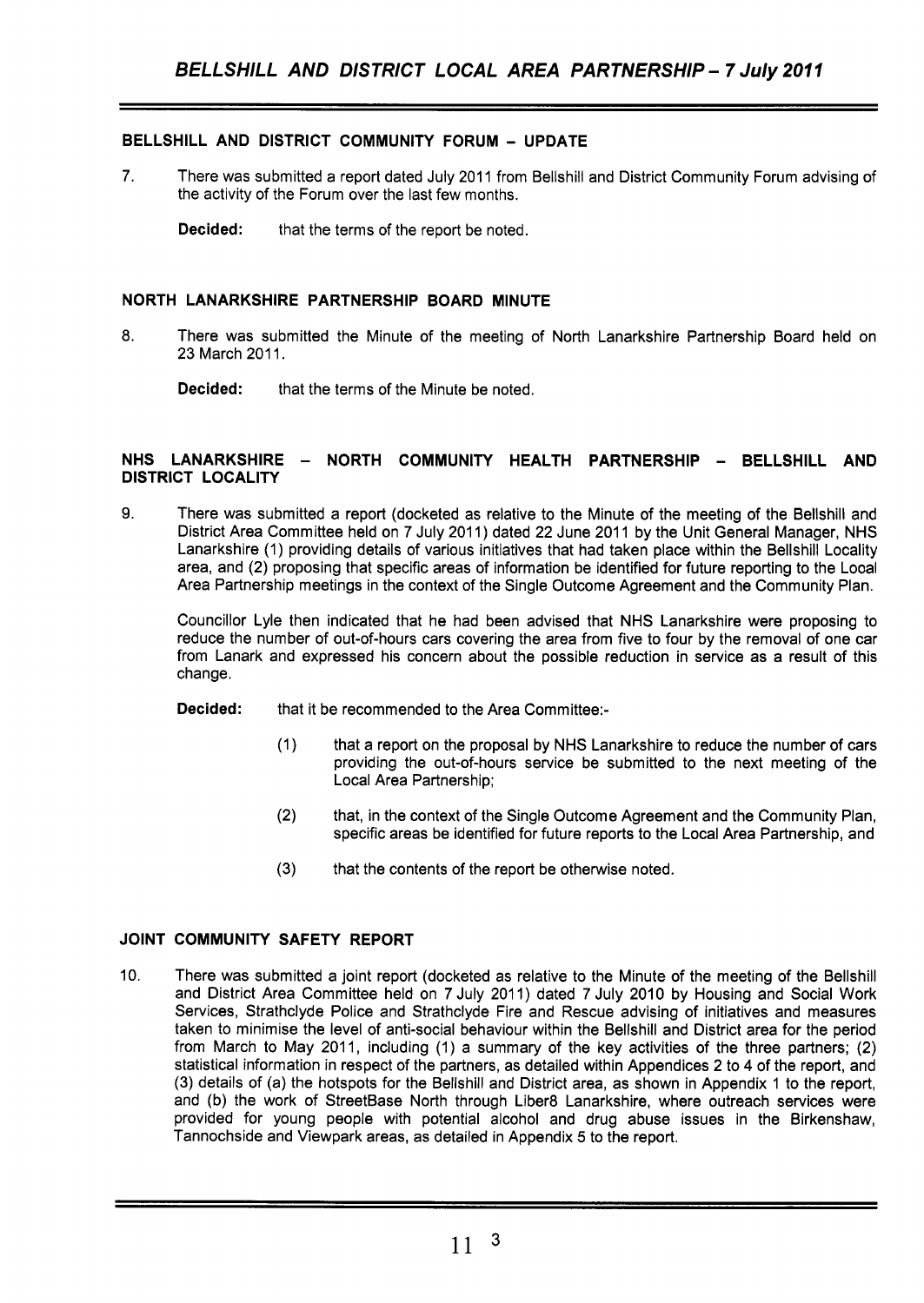## BELLSHILL AND DISTRICT COMMUNITY FORUM - UPDATE

7. There was submitted a report dated July 2011 from Bellshill and District Community Forum advising of the activity of the Forum over the last few months.

   **Decided:** that the terms of the report be noted.

## NORTH LANARKSHIRE PARTNERSHIP BOARD MINUTE

8. There was submitted the Minute of the meeting of North Lanarkshire Partnership Board held on 23 March 2011.

   **Decided:** that the terms of the Minute be noted.

## NHS LANARKSHIRE - NORTH COMMUNITY HEALTH PARTNERSHIP - BELLSHILL AND DISTRICT LOCALITY

9. There was submitted a report (docketed as relative to the Minute of the meeting of the Bellshill and District Area Committee held on 7 July 2011) dated 22 June 2011 by the Unit General Manager, NHS Lanarkshire (1) providing details of various initiatives that had taken place within the Bellshill Locality area, and (2) proposing that specific areas of information be identified for future reporting to the Local Area Partnership meetings in the context of the Single Outcome Agreement and the Community Plan.

   Councillor Lyle then indicated that he had been advised that NHS Lanarkshire were proposing to reduce the number of out-of-hours cars covering the area from five to four by the removal of one car from Lanark and expressed his concern about the possible reduction in service as a result of this change.

   **Decided:** that it be recommended to the Area Committee:-

   (1) that a report on the proposal by NHS Lanarkshire to reduce the number of cars providing the out-of-hours service be submitted to the next meeting of the Local Area Partnership;

   (2) that, in the context of the Single Outcome Agreement and the Community Plan, specific areas be identified for future reports to the Local Area Partnership, and

   (3) that the contents of the report be otherwise noted.

## JOINT COMMUNITY SAFETY REPORT

10. There was submitted a joint report (docketed as relative to the Minute of the meeting of the Bellshill and District Area Committee held on 7 July 2011) dated 7 July 2010 by Housing and Social Work Services, Strathclyde Police and Strathclyde Fire and Rescue advising of initiatives and measures taken to minimise the level of anti-social behaviour within the Bellshill and District area for the period from March to May 2011, including (1) a summary of the key activities of the three partners; (2) statistical information in respect of the partners, as detailed within Appendices 2 to 4 of the report, and (3) details of (a) the hotspots for the Bellshill and District area, as shown in Appendix 1 to the report, and (b) the work of StreetBase North through Liber8 Lanarkshire, where outreach services were provided for young people with potential alcohol and drug abuse issues in the Birkenshaw, Tannochside and Viewpark areas, as detailed in Appendix 5 to the report.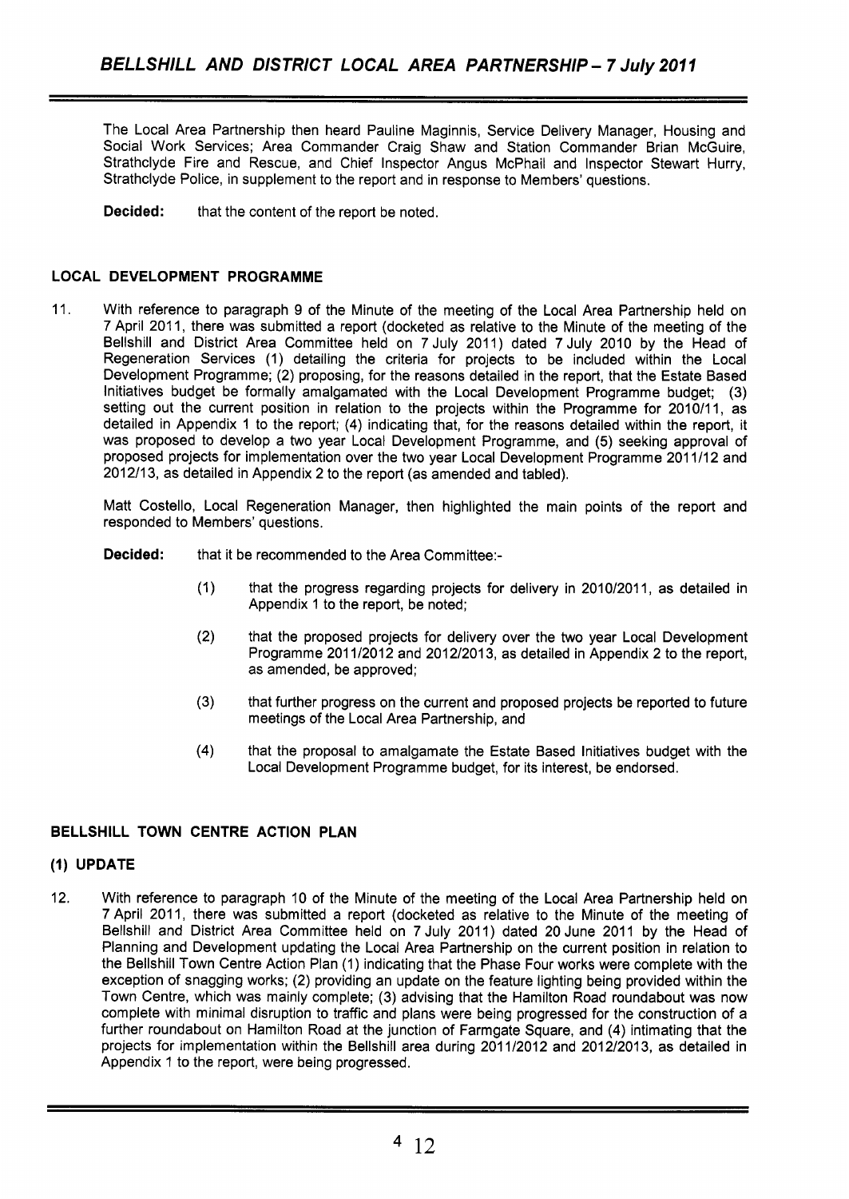The Local Area Partnership then heard Pauline Maginnis, Service Delivery Manager, Housing and Social Work Services; Area Commander Craig Shaw and Station Commander Brian McGuire, Strathclyde Fire and Rescue, and Chief Inspector Angus McPhail and Inspector Stewart Hurry, Strathclyde Police, in supplement to the report and in response to Members' questions.

**Decided:** that the content of the report be noted.

## LOCAL DEVELOPMENT PROGRAMME

11. With reference to paragraph 9 of the Minute of the meeting of the Local Area Partnership held on 7 April 2011, there was submitted a report (docketed as relative to the Minute of the meeting of the Bellshill and District Area Committee held on 7 July 2011) dated 7 July 2010 by the Head of Regeneration Services (1) detailing the criteria for projects to be included within the Local Development Programme; (2) proposing, for the reasons detailed in the report, that the Estate Based Initiatives budget be formally amalgamated with the Local Development Programme budget; (3) setting out the current position in relation to the projects within the Programme for 2010/11, as detailed in Appendix 1 to the report; (4) indicating that, for the reasons detailed within the report, it was proposed to develop a two year Local Development Programme, and (5) seeking approval of proposed projects for implementation over the two year Local Development Programme 2011/12 and 2012/13, as detailed in Appendix 2 to the report (as amended and tabled).

Matt Costello, Local Regeneration Manager, then highlighted the main points of the report and responded to Members' questions.

**Decided:** that it be recommended to the Area Committee:-

(1) that the progress regarding projects for delivery in 2010/2011, as detailed in Appendix 1 to the report, be noted;

(2) that the proposed projects for delivery over the two year Local Development Programme 2011/2012 and 2012/2013, as detailed in Appendix 2 to the report, as amended, be approved;

(3) that further progress on the current and proposed projects be reported to future meetings of the Local Area Partnership, and

(4) that the proposal to amalgamate the Estate Based Initiatives budget with the Local Development Programme budget, for its interest, be endorsed.

## BELLSHILL TOWN CENTRE ACTION PLAN

### (1) UPDATE

12. With reference to paragraph 10 of the Minute of the meeting of the Local Area Partnership held on 7 April 2011, there was submitted a report (docketed as relative to the Minute of the meeting of Bellshill and District Area Committee held on 7 July 2011) dated 20 June 2011 by the Head of Planning and Development updating the Local Area Partnership on the current position in relation to the Bellshill Town Centre Action Plan (1) indicating that the Phase Four works were complete with the exception of snagging works; (2) providing an update on the feature lighting being provided within the Town Centre, which was mainly complete; (3) advising that the Hamilton Road roundabout was now complete with minimal disruption to traffic and plans were being progressed for the construction of a further roundabout on Hamilton Road at the junction of Farmgate Square, and (4) intimating that the projects for implementation within the Bellshill area during 2011/2012 and 2012/2013, as detailed in Appendix 1 to the report, were being progressed.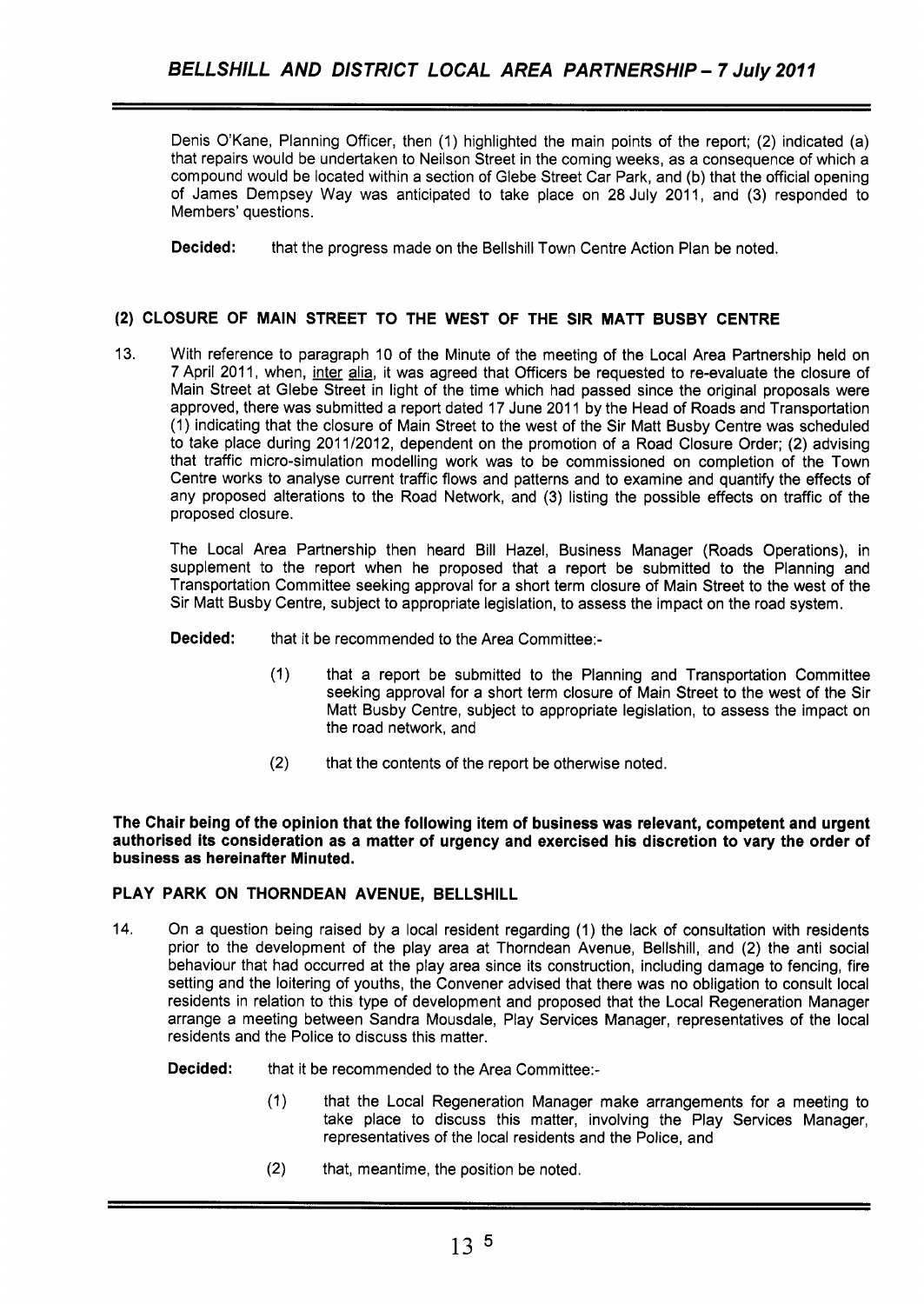Denis O'Kane, Planning Officer, then (1) highlighted the main points of the report; (2) indicated (a) that repairs would be undertaken to Neilson Street in the coming weeks, as a consequence of which a compound would be located within a section of Glebe Street Car Park, and (b) that the official opening of James Dempsey Way was anticipated to take place on 28 July 2011, and (3) responded to Members' questions.

**Decided:** that the progress made on the Bellshill Town Centre Action Plan be noted.

## (2) CLOSURE OF MAIN STREET TO THE WEST OF THE SIR MATT BUSBY CENTRE

13. With reference to paragraph 10 of the Minute of the meeting of the Local Area Partnership held on 7 April 2011, when, inter alia, it was agreed that Officers be requested to re-evaluate the closure of Main Street at Glebe Street in light of the time which had passed since the original proposals were approved, there was submitted a report dated 17 June 2011 by the Head of Roads and Transportation (1) indicating that the closure of Main Street to the west of the Sir Matt Busby Centre was scheduled to take place during 2011/2012, dependent on the promotion of a Road Closure Order; (2) advising that traffic micro-simulation modelling work was to be commissioned on completion of the Town Centre works to analyse current traffic flows and patterns and to examine and quantify the effects of any proposed alterations to the Road Network, and (3) listing the possible effects on traffic of the proposed closure.

The Local Area Partnership then heard Bill Hazel, Business Manager (Roads Operations), in supplement to the report when he proposed that a report be submitted to the Planning and Transportation Committee seeking approval for a short term closure of Main Street to the west of the Sir Matt Busby Centre, subject to appropriate legislation, to assess the impact on the road system.

**Decided:** that it be recommended to the Area Committee:-

(1) that a report be submitted to the Planning and Transportation Committee seeking approval for a short term closure of Main Street to the west of the Sir Matt Busby Centre, subject to appropriate legislation, to assess the impact on the road network, and

(2) that the contents of the report be otherwise noted.

**The Chair being of the opinion that the following item of business was relevant, competent and urgent authorised its consideration as a matter of urgency and exercised his discretion to vary the order of business as hereinafter Minuted.**

## PLAY PARK ON THORNDEAN AVENUE, BELLSHILL

14. On a question being raised by a local resident regarding (1) the lack of consultation with residents prior to the development of the play area at Thorndean Avenue, Bellshill, and (2) the anti social behaviour that had occurred at the play area since its construction, including damage to fencing, fire setting and the loitering of youths, the Convener advised that there was no obligation to consult local residents in relation to this type of development and proposed that the Local Regeneration Manager arrange a meeting between Sandra Mousdale, Play Services Manager, representatives of the local residents and the Police to discuss this matter.

**Decided:** that it be recommended to the Area Committee:-

(1) that the Local Regeneration Manager make arrangements for a meeting to take place to discuss this matter, involving the Play Services Manager, representatives of the local residents and the Police, and

(2) that, meantime, the position be noted.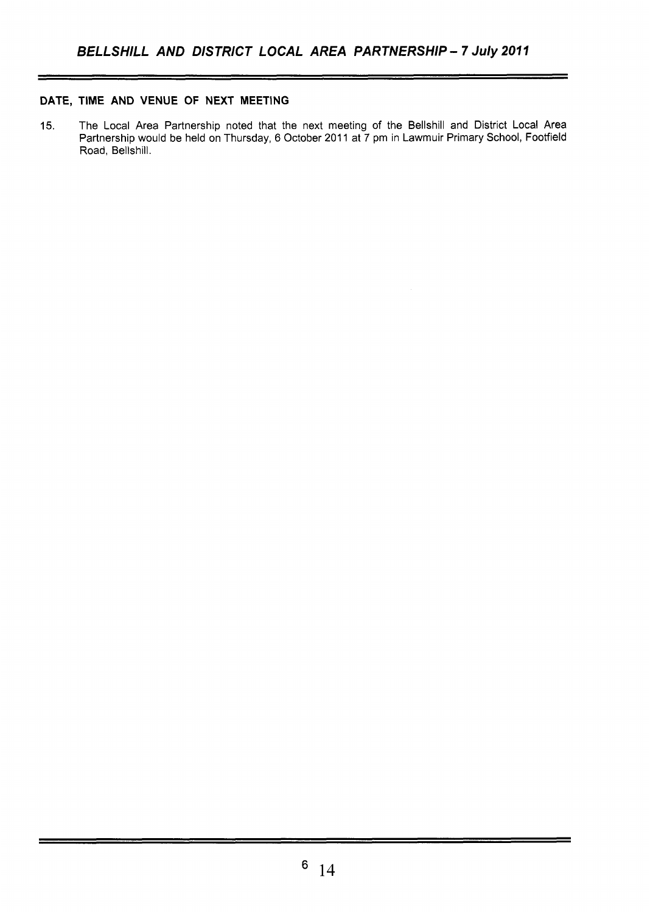**DATE, TIME AND VENUE OF NEXT MEETING**

15. The Local Area Partnership noted that the next meeting of the Bellshill and District Local Area Partnership would be held on Thursday, 6 October 2011 at 7 pm in Lawmuir Primary School, Footfield Road, Bellshill.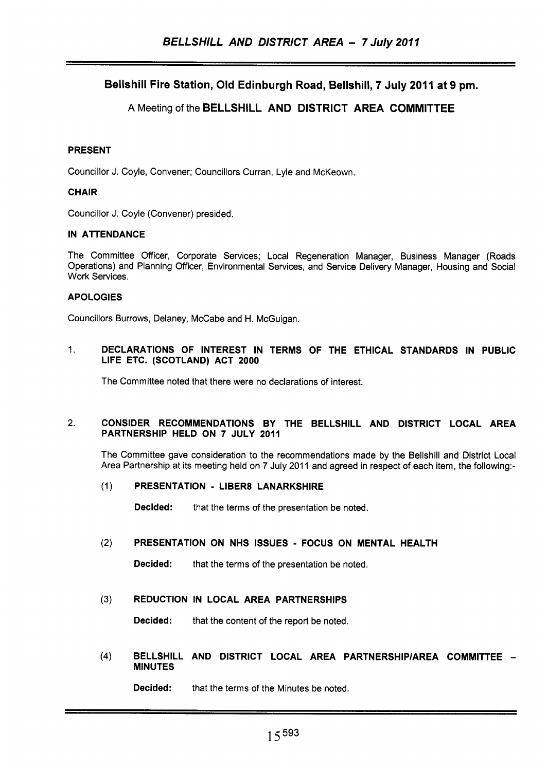**Bellshill Fire Station, Old Edinburgh Road, Bellshill, 7 July 2011 at 9 pm.**

A Meeting of the **BELLSHILL AND DISTRICT AREA COMMITTEE**

**PRESENT**

Councillor J. Coyle, Convener; Councillors Curran, Lyle and McKeown.

**CHAIR**

Councillor J. Coyle (Convener) presided.

**IN ATTENDANCE**

The Committee Officer, Corporate Services; Local Regeneration Manager, Business Manager (Roads Operations) and Planning Officer, Environmental Services, and Service Delivery Manager, Housing and Social Work Services.

**APOLOGIES**

Councillors Burrows, Delaney, McCabe and H. McGuigan.

1. **DECLARATIONS OF INTEREST IN TERMS OF THE ETHICAL STANDARDS IN PUBLIC LIFE ETC. (SCOTLAND) ACT 2000**

   The Committee noted that there were no declarations of interest.

2. **CONSIDER RECOMMENDATIONS BY THE BELLSHILL AND DISTRICT LOCAL AREA PARTNERSHIP HELD ON 7 JULY 2011**

   The Committee gave consideration to the recommendations made by the Bellshill and District Local Area Partnership at its meeting held on 7 July 2011 and agreed in respect of each item, the following:-

   (1) **PRESENTATION - LIBER8 LANARKSHIRE**

   **Decided:** that the terms of the presentation be noted.

   (2) **PRESENTATION ON NHS ISSUES - FOCUS ON MENTAL HEALTH**

   **Decided:** that the terms of the presentation be noted.

   (3) **REDUCTION IN LOCAL AREA PARTNERSHIPS**

   **Decided:** that the content of the report be noted.

   (4) **BELLSHILL AND DISTRICT LOCAL AREA PARTNERSHIP/AREA COMMITTEE – MINUTES**

   **Decided:** that the terms of the Minutes be noted.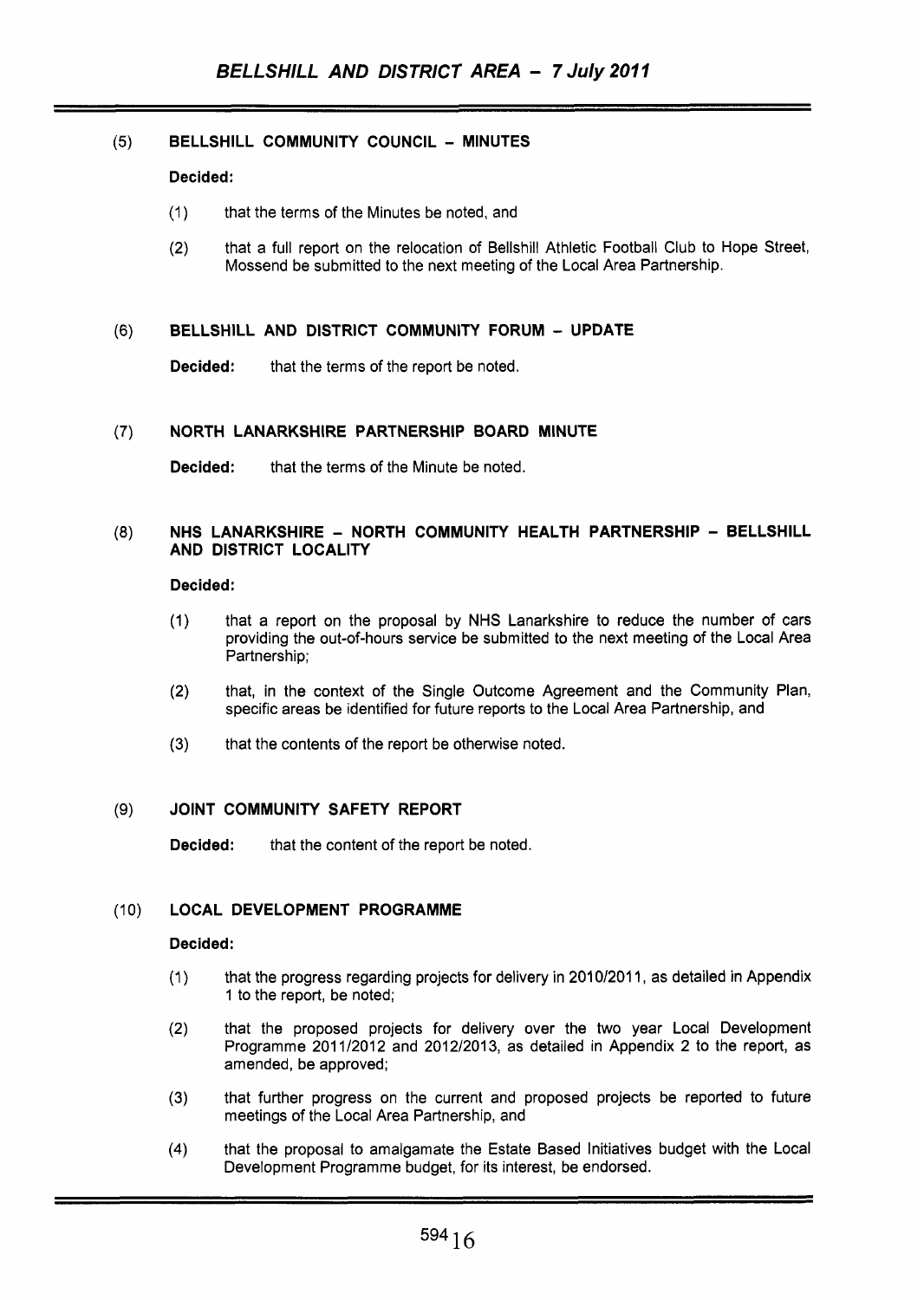## (5) BELLSHILL COMMUNITY COUNCIL – MINUTES

**Decided:**

(1) that the terms of the Minutes be noted, and

(2) that a full report on the relocation of Bellshill Athletic Football Club to Hope Street, Mossend be submitted to the next meeting of the Local Area Partnership.

## (6) BELLSHILL AND DISTRICT COMMUNITY FORUM – UPDATE

**Decided:** that the terms of the report be noted.

## (7) NORTH LANARKSHIRE PARTNERSHIP BOARD MINUTE

**Decided:** that the terms of the Minute be noted.

## (8) NHS LANARKSHIRE – NORTH COMMUNITY HEALTH PARTNERSHIP – BELLSHILL AND DISTRICT LOCALITY

**Decided:**

(1) that a report on the proposal by NHS Lanarkshire to reduce the number of cars providing the out-of-hours service be submitted to the next meeting of the Local Area Partnership;

(2) that, in the context of the Single Outcome Agreement and the Community Plan, specific areas be identified for future reports to the Local Area Partnership, and

(3) that the contents of the report be otherwise noted.

## (9) JOINT COMMUNITY SAFETY REPORT

**Decided:** that the content of the report be noted.

## (10) LOCAL DEVELOPMENT PROGRAMME

**Decided:**

(1) that the progress regarding projects for delivery in 2010/2011, as detailed in Appendix 1 to the report, be noted;

(2) that the proposed projects for delivery over the two year Local Development Programme 2011/2012 and 2012/2013, as detailed in Appendix 2 to the report, as amended, be approved;

(3) that further progress on the current and proposed projects be reported to future meetings of the Local Area Partnership, and

(4) that the proposal to amalgamate the Estate Based Initiatives budget with the Local Development Programme budget, for its interest, be endorsed.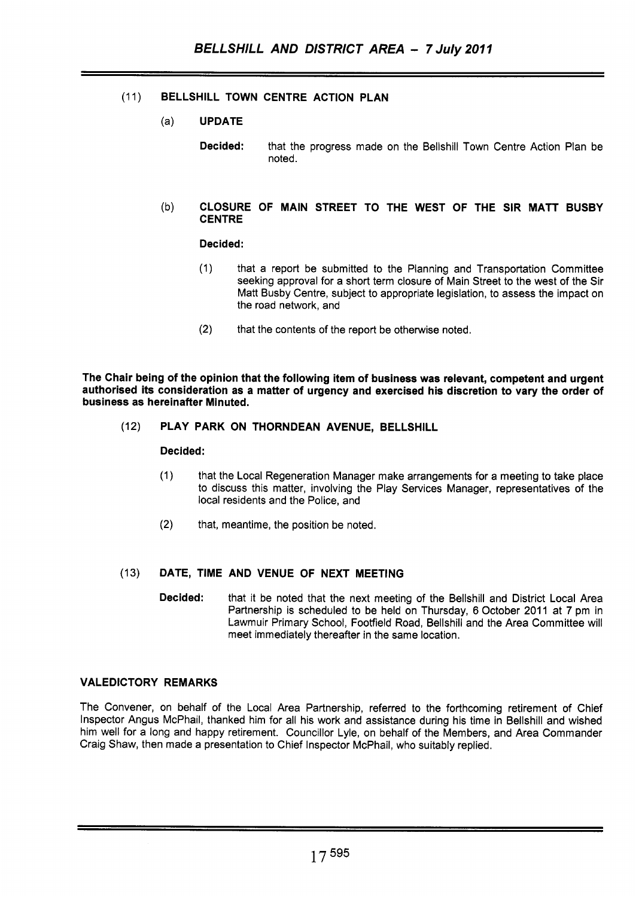(11) **BELLSHILL TOWN CENTRE ACTION PLAN**

(a) **UPDATE**

**Decided:** that the progress made on the Bellshill Town Centre Action Plan be noted.

(b) **CLOSURE OF MAIN STREET TO THE WEST OF THE SIR MATT BUSBY CENTRE**

**Decided:**

(1) that a report be submitted to the Planning and Transportation Committee seeking approval for a short term closure of Main Street to the west of the Sir Matt Busby Centre, subject to appropriate legislation, to assess the impact on the road network, and

(2) that the contents of the report be otherwise noted.

**The Chair being of the opinion that the following item of business was relevant, competent and urgent authorised its consideration as a matter of urgency and exercised his discretion to vary the order of business as hereinafter Minuted.**

(12) **PLAY PARK ON THORNDEAN AVENUE, BELLSHILL**

**Decided:**

(1) that the Local Regeneration Manager make arrangements for a meeting to take place to discuss this matter, involving the Play Services Manager, representatives of the local residents and the Police, and

(2) that, meantime, the position be noted.

(13) **DATE, TIME AND VENUE OF NEXT MEETING**

**Decided:** that it be noted that the next meeting of the Bellshill and District Local Area Partnership is scheduled to be held on Thursday, 6 October 2011 at 7 pm in Lawmuir Primary School, Footfield Road, Bellshill and the Area Committee will meet immediately thereafter in the same location.

**VALEDICTORY REMARKS**

The Convener, on behalf of the Local Area Partnership, referred to the forthcoming retirement of Chief Inspector Angus McPhail, thanked him for all his work and assistance during his time in Bellshill and wished him well for a long and happy retirement. Councillor Lyle, on behalf of the Members, and Area Commander Craig Shaw, then made a presentation to Chief Inspector McPhail, who suitably replied.